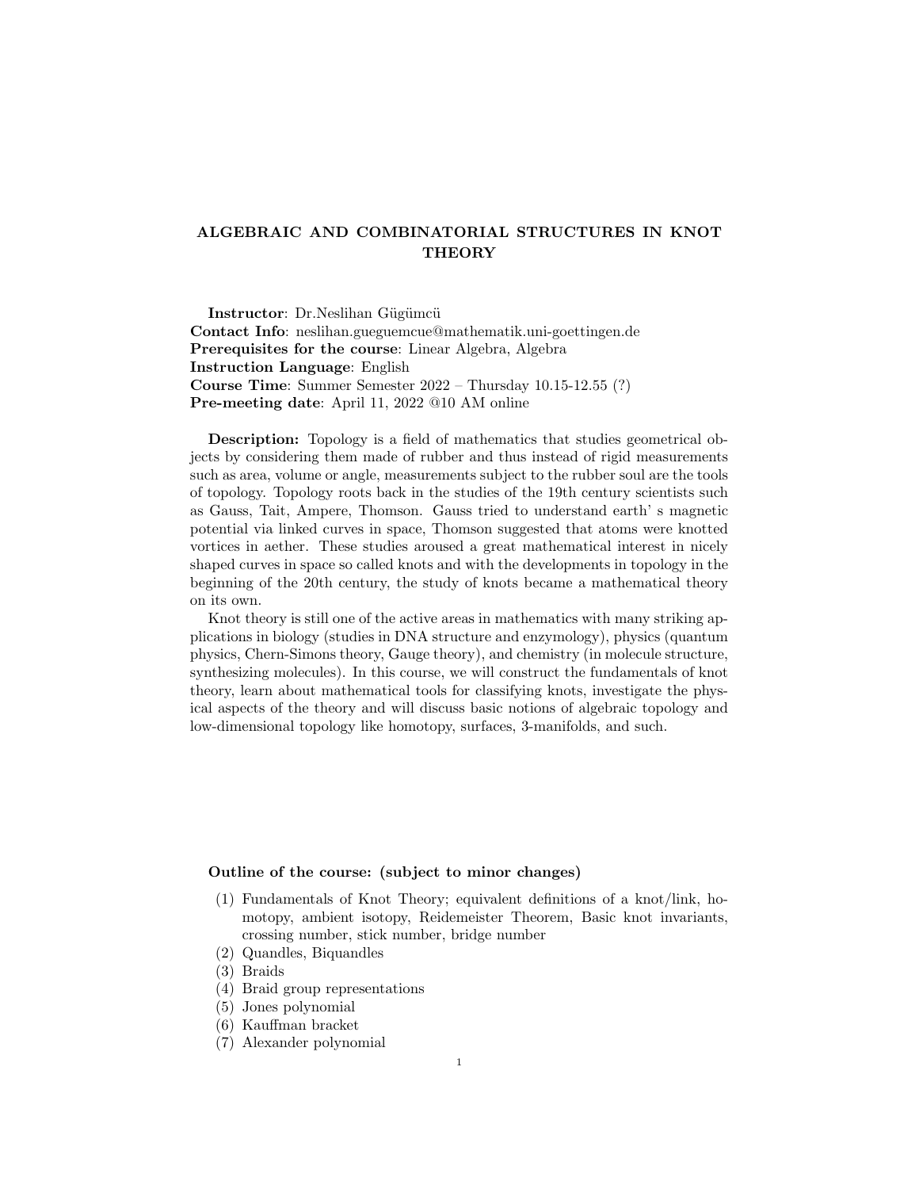# ALGEBRAIC AND COMBINATORIAL STRUCTURES IN KNOT THEORY

**Instructor**: Dr.Neslihan Gügümcü
**Contact Info**: neslihan.gueguemcue@mathematik.uni-goettingen.de
**Prerequisites for the course**: Linear Algebra, Algebra
**Instruction Language**: English
**Course Time**: Summer Semester 2022 – Thursday 10.15-12.55 (?)
**Pre-meeting date**: April 11, 2022 @10 AM online

**Description:** Topology is a field of mathematics that studies geometrical objects by considering them made of rubber and thus instead of rigid measurements such as area, volume or angle, measurements subject to the rubber soul are the tools of topology. Topology roots back in the studies of the 19th century scientists such as Gauss, Tait, Ampere, Thomson. Gauss tried to understand earth' s magnetic potential via linked curves in space, Thomson suggested that atoms were knotted vortices in aether. These studies aroused a great mathematical interest in nicely shaped curves in space so called knots and with the developments in topology in the beginning of the 20th century, the study of knots became a mathematical theory on its own.

Knot theory is still one of the active areas in mathematics with many striking applications in biology (studies in DNA structure and enzymology), physics (quantum physics, Chern-Simons theory, Gauge theory), and chemistry (in molecule structure, synthesizing molecules). In this course, we will construct the fundamentals of knot theory, learn about mathematical tools for classifying knots, investigate the physical aspects of the theory and will discuss basic notions of algebraic topology and low-dimensional topology like homotopy, surfaces, 3-manifolds, and such.

**Outline of the course: (subject to minor changes)**

1. Fundamentals of Knot Theory; equivalent definitions of a knot/link, homotopy, ambient isotopy, Reidemeister Theorem, Basic knot invariants, crossing number, stick number, bridge number
2. Quandles, Biquandles
3. Braids
4. Braid group representations
5. Jones polynomial
6. Kauffman bracket
7. Alexander polynomial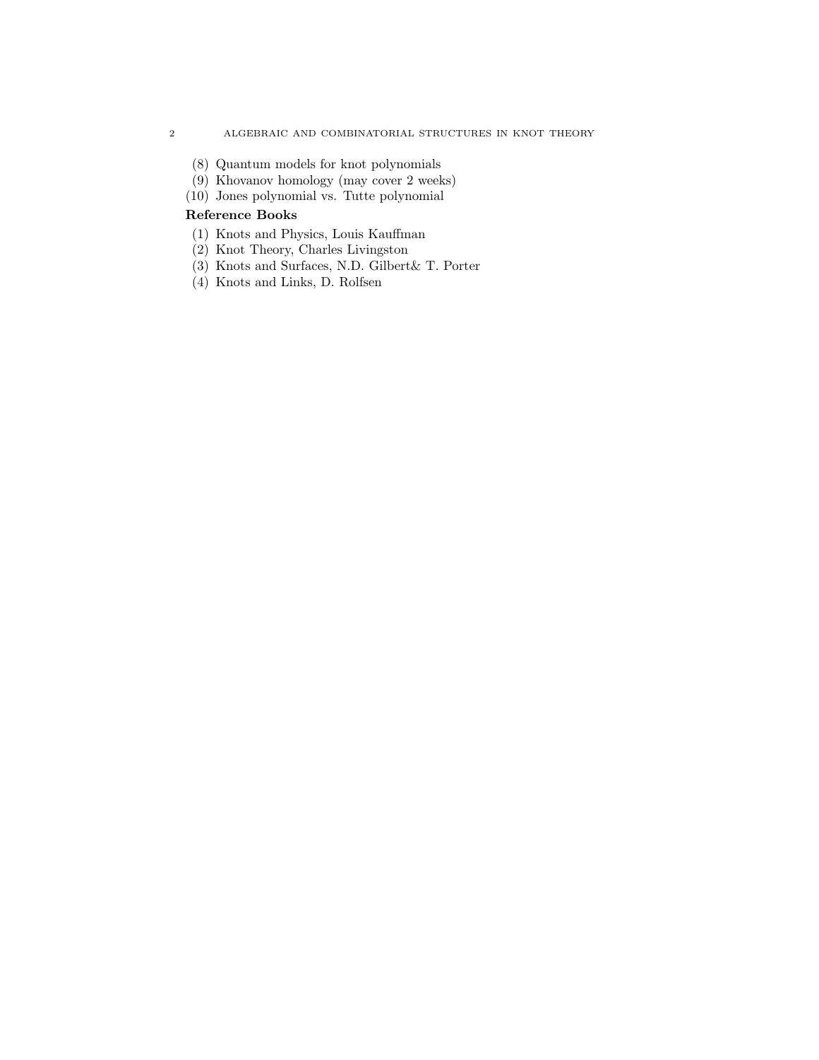(8) Quantum models for knot polynomials
(9) Khovanov homology (may cover 2 weeks)
(10) Jones polynomial vs. Tutte polynomial

**Reference Books**

(1) Knots and Physics, Louis Kauffman
(2) Knot Theory, Charles Livingston
(3) Knots and Surfaces, N.D. Gilbert& T. Porter
(4) Knots and Links, D. Rolfsen